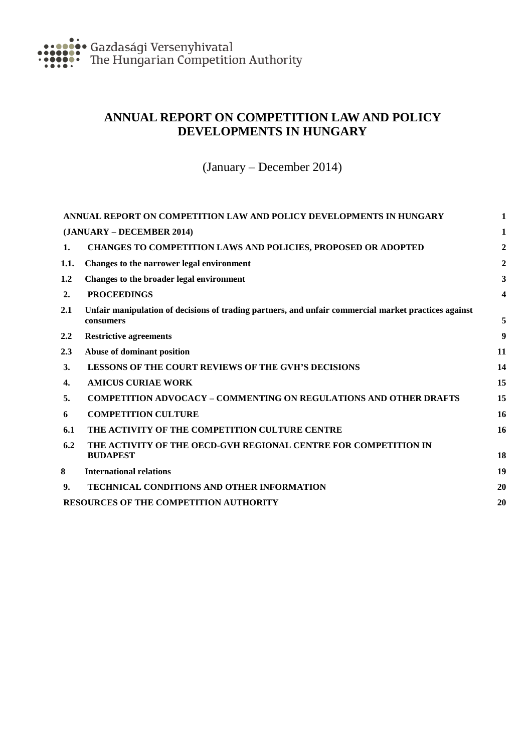Gazdasági Versenyhivatal
The Hungarian Competition Authority

# ANNUAL REPORT ON COMPETITION LAW AND POLICY DEVELOPMENTS IN HUNGARY

(January – December 2014)

| | | |
|---|---|---|
| ANNUAL REPORT ON COMPETITION LAW AND POLICY DEVELOPMENTS IN HUNGARY | | 1 |
| (JANUARY – DECEMBER 2014) | | 1 |
| 1. | CHANGES TO COMPETITION LAWS AND POLICIES, PROPOSED OR ADOPTED | 2 |
| 1.1. | Changes to the narrower legal environment | 2 |
| 1.2 | Changes to the broader legal environment | 3 |
| 2. | PROCEEDINGS | 4 |
| 2.1 | Unfair manipulation of decisions of trading partners, and unfair commercial market practices against consumers | 5 |
| 2.2 | Restrictive agreements | 9 |
| 2.3 | Abuse of dominant position | 11 |
| 3. | LESSONS OF THE COURT REVIEWS OF THE GVH'S DECISIONS | 14 |
| 4. | AMICUS CURIAE WORK | 15 |
| 5. | COMPETITION ADVOCACY – COMMENTING ON REGULATIONS AND OTHER DRAFTS | 15 |
| 6 | COMPETITION CULTURE | 16 |
| 6.1 | THE ACTIVITY OF THE COMPETITION CULTURE CENTRE | 16 |
| 6.2 | THE ACTIVITY OF THE OECD-GVH REGIONAL CENTRE FOR COMPETITION IN BUDAPEST | 18 |
| 8 | International relations | 19 |
| 9. | TECHNICAL CONDITIONS AND OTHER INFORMATION | 20 |
| RESOURCES OF THE COMPETITION AUTHORITY | | 20 |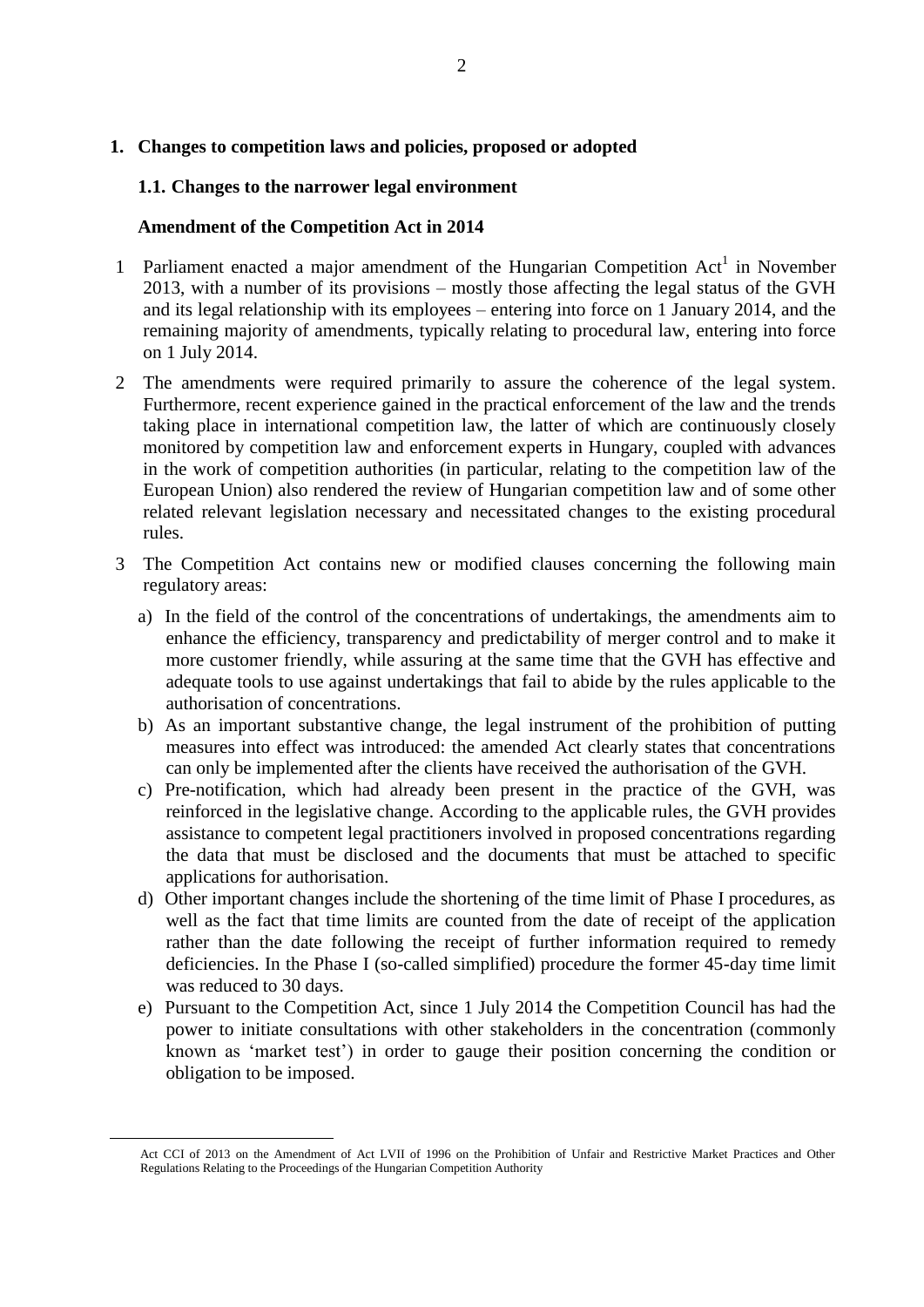# 1. Changes to competition laws and policies, proposed or adopted

## 1.1. Changes to the narrower legal environment

### Amendment of the Competition Act in 2014

1 Parliament enacted a major amendment of the Hungarian Competition Act[1] in November 2013, with a number of its provisions – mostly those affecting the legal status of the GVH and its legal relationship with its employees – entering into force on 1 January 2014, and the remaining majority of amendments, typically relating to procedural law, entering into force on 1 July 2014.

2 The amendments were required primarily to assure the coherence of the legal system. Furthermore, recent experience gained in the practical enforcement of the law and the trends taking place in international competition law, the latter of which are continuously closely monitored by competition law and enforcement experts in Hungary, coupled with advances in the work of competition authorities (in particular, relating to the competition law of the European Union) also rendered the review of Hungarian competition law and of some other related relevant legislation necessary and necessitated changes to the existing procedural rules.

3 The Competition Act contains new or modified clauses concerning the following main regulatory areas:

a) In the field of the control of the concentrations of undertakings, the amendments aim to enhance the efficiency, transparency and predictability of merger control and to make it more customer friendly, while assuring at the same time that the GVH has effective and adequate tools to use against undertakings that fail to abide by the rules applicable to the authorisation of concentrations.

b) As an important substantive change, the legal instrument of the prohibition of putting measures into effect was introduced: the amended Act clearly states that concentrations can only be implemented after the clients have received the authorisation of the GVH.

c) Pre-notification, which had already been present in the practice of the GVH, was reinforced in the legislative change. According to the applicable rules, the GVH provides assistance to competent legal practitioners involved in proposed concentrations regarding the data that must be disclosed and the documents that must be attached to specific applications for authorisation.

d) Other important changes include the shortening of the time limit of Phase I procedures, as well as the fact that time limits are counted from the date of receipt of the application rather than the date following the receipt of further information required to remedy deficiencies. In the Phase I (so-called simplified) procedure the former 45-day time limit was reduced to 30 days.

e) Pursuant to the Competition Act, since 1 July 2014 the Competition Council has had the power to initiate consultations with other stakeholders in the concentration (commonly known as 'market test') in order to gauge their position concerning the condition or obligation to be imposed.

---

[1] Act CCI of 2013 on the Amendment of Act LVII of 1996 on the Prohibition of Unfair and Restrictive Market Practices and Other Regulations Relating to the Proceedings of the Hungarian Competition Authority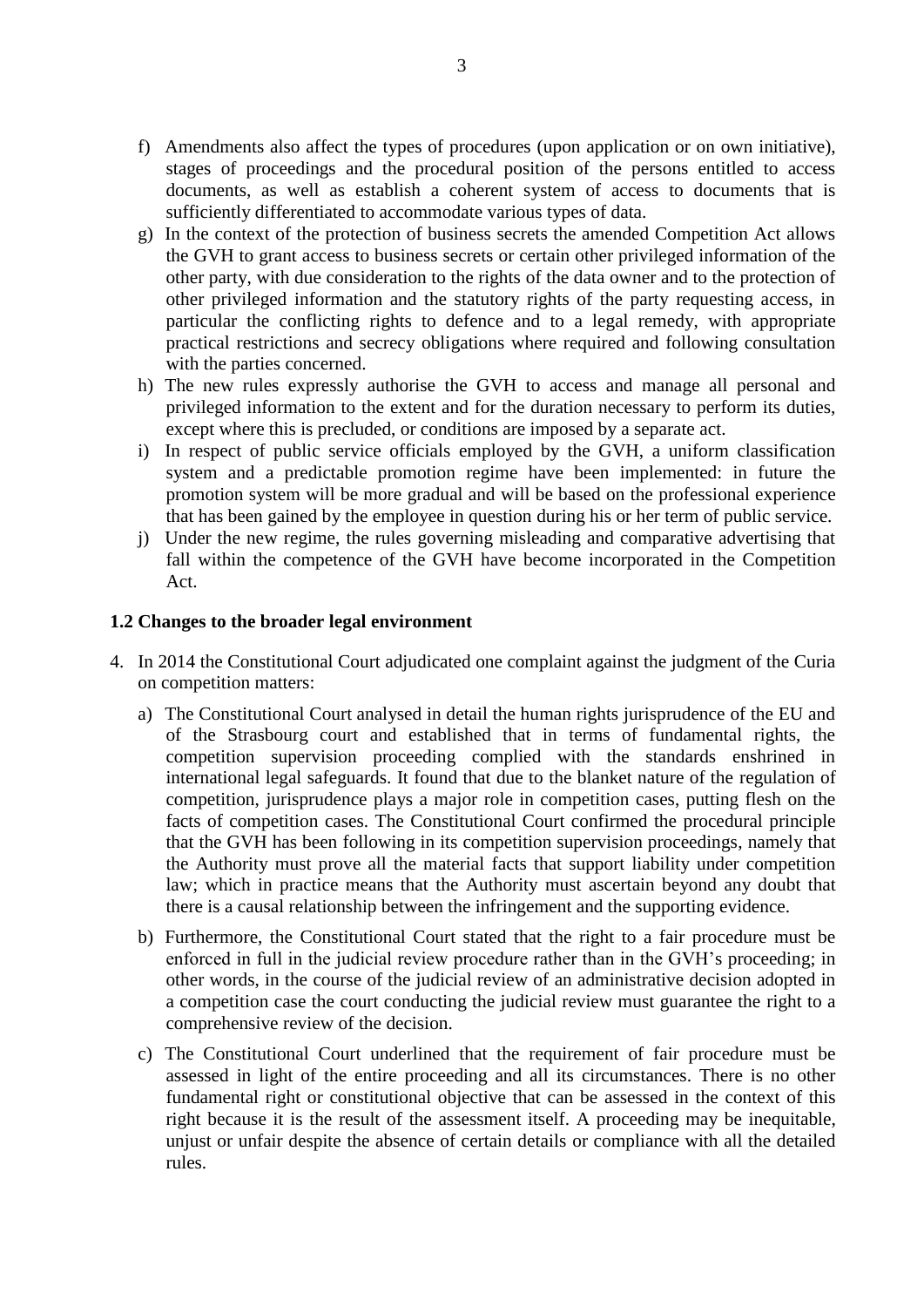f) Amendments also affect the types of procedures (upon application or on own initiative), stages of proceedings and the procedural position of the persons entitled to access documents, as well as establish a coherent system of access to documents that is sufficiently differentiated to accommodate various types of data.

g) In the context of the protection of business secrets the amended Competition Act allows the GVH to grant access to business secrets or certain other privileged information of the other party, with due consideration to the rights of the data owner and to the protection of other privileged information and the statutory rights of the party requesting access, in particular the conflicting rights to defence and to a legal remedy, with appropriate practical restrictions and secrecy obligations where required and following consultation with the parties concerned.

h) The new rules expressly authorise the GVH to access and manage all personal and privileged information to the extent and for the duration necessary to perform its duties, except where this is precluded, or conditions are imposed by a separate act.

i) In respect of public service officials employed by the GVH, a uniform classification system and a predictable promotion regime have been implemented: in future the promotion system will be more gradual and will be based on the professional experience that has been gained by the employee in question during his or her term of public service.

j) Under the new regime, the rules governing misleading and comparative advertising that fall within the competence of the GVH have become incorporated in the Competition Act.

### 1.2 Changes to the broader legal environment

4. In 2014 the Constitutional Court adjudicated one complaint against the judgment of the Curia on competition matters:

   a) The Constitutional Court analysed in detail the human rights jurisprudence of the EU and of the Strasbourg court and established that in terms of fundamental rights, the competition supervision proceeding complied with the standards enshrined in international legal safeguards. It found that due to the blanket nature of the regulation of competition, jurisprudence plays a major role in competition cases, putting flesh on the facts of competition cases. The Constitutional Court confirmed the procedural principle that the GVH has been following in its competition supervision proceedings, namely that the Authority must prove all the material facts that support liability under competition law; which in practice means that the Authority must ascertain beyond any doubt that there is a causal relationship between the infringement and the supporting evidence.

   b) Furthermore, the Constitutional Court stated that the right to a fair procedure must be enforced in full in the judicial review procedure rather than in the GVH's proceeding; in other words, in the course of the judicial review of an administrative decision adopted in a competition case the court conducting the judicial review must guarantee the right to a comprehensive review of the decision.

   c) The Constitutional Court underlined that the requirement of fair procedure must be assessed in light of the entire proceeding and all its circumstances. There is no other fundamental right or constitutional objective that can be assessed in the context of this right because it is the result of the assessment itself. A proceeding may be inequitable, unjust or unfair despite the absence of certain details or compliance with all the detailed rules.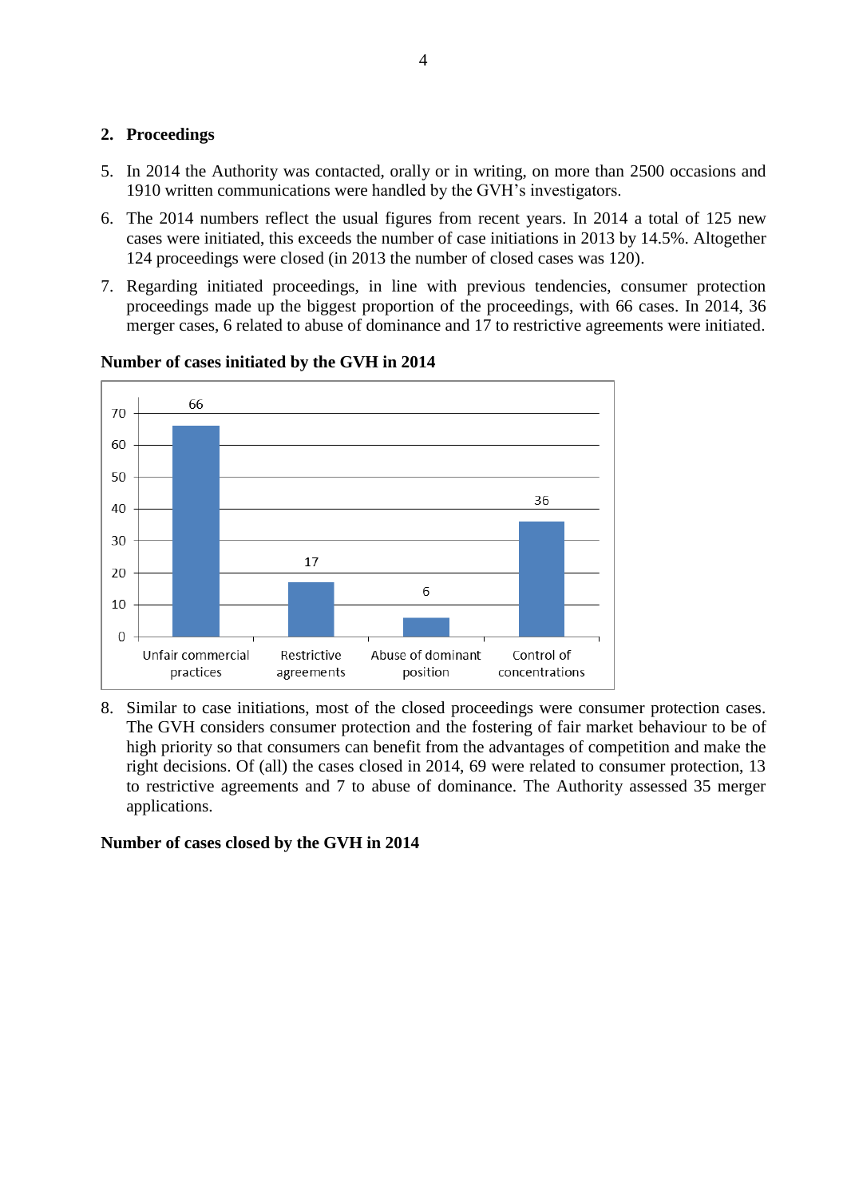## 2. Proceedings

5. In 2014 the Authority was contacted, orally or in writing, on more than 2500 occasions and 1910 written communications were handled by the GVH's investigators.

6. The 2014 numbers reflect the usual figures from recent years. In 2014 a total of 125 new cases were initiated, this exceeds the number of case initiations in 2013 by 14.5%. Altogether 124 proceedings were closed (in 2013 the number of closed cases was 120).

7. Regarding initiated proceedings, in line with previous tendencies, consumer protection proceedings made up the biggest proportion of the proceedings, with 66 cases. In 2014, 36 merger cases, 6 related to abuse of dominance and 17 to restrictive agreements were initiated.

**Number of cases initiated by the GVH in 2014**

| Unfair commercial practices | Restrictive agreements | Abuse of dominant position | Control of concentrations |
|---|---|---|---|
| 66 | 17 | 6 | 36 |

8. Similar to case initiations, most of the closed proceedings were consumer protection cases. The GVH considers consumer protection and the fostering of fair market behaviour to be of high priority so that consumers can benefit from the advantages of competition and make the right decisions. Of (all) the cases closed in 2014, 69 were related to consumer protection, 13 to restrictive agreements and 7 to abuse of dominance. The Authority assessed 35 merger applications.

**Number of cases closed by the GVH in 2014**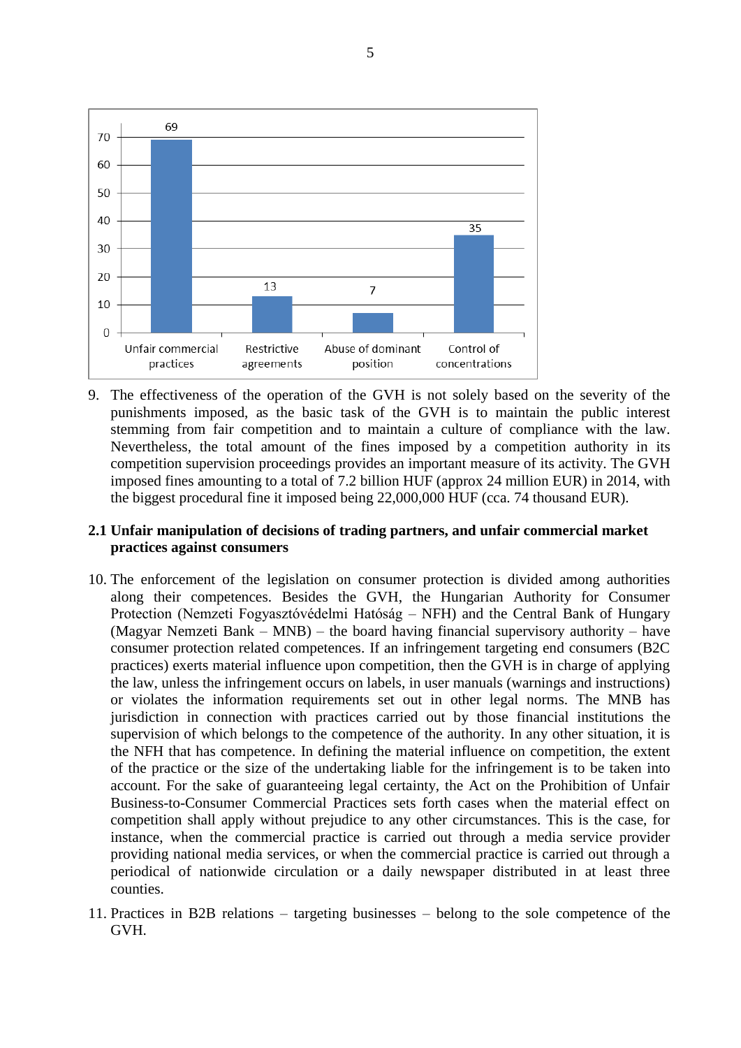| Unfair commercial practices | Restrictive agreements | Abuse of dominant position | Control of concentrations |
|---|---|---|---|
| 69 | 13 | 7 | 35 |

9. The effectiveness of the operation of the GVH is not solely based on the severity of the punishments imposed, as the basic task of the GVH is to maintain the public interest stemming from fair competition and to maintain a culture of compliance with the law. Nevertheless, the total amount of the fines imposed by a competition authority in its competition supervision proceedings provides an important measure of its activity. The GVH imposed fines amounting to a total of 7.2 billion HUF (approx 24 million EUR) in 2014, with the biggest procedural fine it imposed being 22,000,000 HUF (cca. 74 thousand EUR).

### 2.1 Unfair manipulation of decisions of trading partners, and unfair commercial market practices against consumers

10. The enforcement of the legislation on consumer protection is divided among authorities along their competences. Besides the GVH, the Hungarian Authority for Consumer Protection (Nemzeti Fogyasztóvédelmi Hatóság – NFH) and the Central Bank of Hungary (Magyar Nemzeti Bank – MNB) – the board having financial supervisory authority – have consumer protection related competences. If an infringement targeting end consumers (B2C practices) exerts material influence upon competition, then the GVH is in charge of applying the law, unless the infringement occurs on labels, in user manuals (warnings and instructions) or violates the information requirements set out in other legal norms. The MNB has jurisdiction in connection with practices carried out by those financial institutions the supervision of which belongs to the competence of the authority. In any other situation, it is the NFH that has competence. In defining the material influence on competition, the extent of the practice or the size of the undertaking liable for the infringement is to be taken into account. For the sake of guaranteeing legal certainty, the Act on the Prohibition of Unfair Business-to-Consumer Commercial Practices sets forth cases when the material effect on competition shall apply without prejudice to any other circumstances. This is the case, for instance, when the commercial practice is carried out through a media service provider providing national media services, or when the commercial practice is carried out through a periodical of nationwide circulation or a daily newspaper distributed in at least three counties.

11. Practices in B2B relations – targeting businesses – belong to the sole competence of the GVH.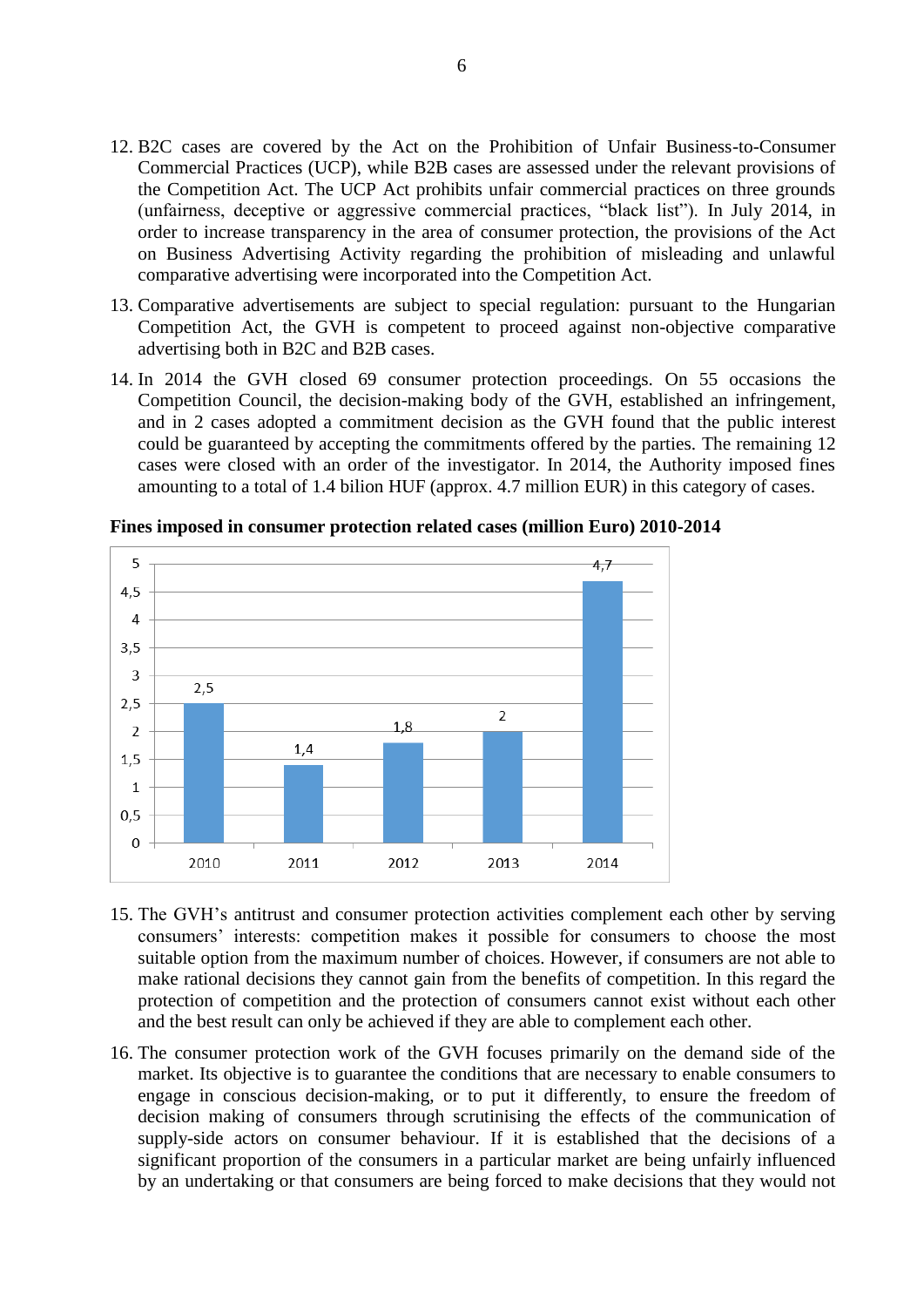12. B2C cases are covered by the Act on the Prohibition of Unfair Business-to-Consumer Commercial Practices (UCP), while B2B cases are assessed under the relevant provisions of the Competition Act. The UCP Act prohibits unfair commercial practices on three grounds (unfairness, deceptive or aggressive commercial practices, "black list"). In July 2014, in order to increase transparency in the area of consumer protection, the provisions of the Act on Business Advertising Activity regarding the prohibition of misleading and unlawful comparative advertising were incorporated into the Competition Act.

13. Comparative advertisements are subject to special regulation: pursuant to the Hungarian Competition Act, the GVH is competent to proceed against non-objective comparative advertising both in B2C and B2B cases.

14. In 2014 the GVH closed 69 consumer protection proceedings. On 55 occasions the Competition Council, the decision-making body of the GVH, established an infringement, and in 2 cases adopted a commitment decision as the GVH found that the public interest could be guaranteed by accepting the commitments offered by the parties. The remaining 12 cases were closed with an order of the investigator. In 2014, the Authority imposed fines amounting to a total of 1.4 bilion HUF (approx. 4.7 million EUR) in this category of cases.

**Fines imposed in consumer protection related cases (million Euro) 2010-2014**

| 2010 | 2011 | 2012 | 2013 | 2014 |
|---|---|---|---|---|
| 2,5 | 1,4 | 1,8 | 2 | 4,7 |

15. The GVH's antitrust and consumer protection activities complement each other by serving consumers' interests: competition makes it possible for consumers to choose the most suitable option from the maximum number of choices. However, if consumers are not able to make rational decisions they cannot gain from the benefits of competition. In this regard the protection of competition and the protection of consumers cannot exist without each other and the best result can only be achieved if they are able to complement each other.

16. The consumer protection work of the GVH focuses primarily on the demand side of the market. Its objective is to guarantee the conditions that are necessary to enable consumers to engage in conscious decision-making, or to put it differently, to ensure the freedom of decision making of consumers through scrutinising the effects of the communication of supply-side actors on consumer behaviour. If it is established that the decisions of a significant proportion of the consumers in a particular market are being unfairly influenced by an undertaking or that consumers are being forced to make decisions that they would not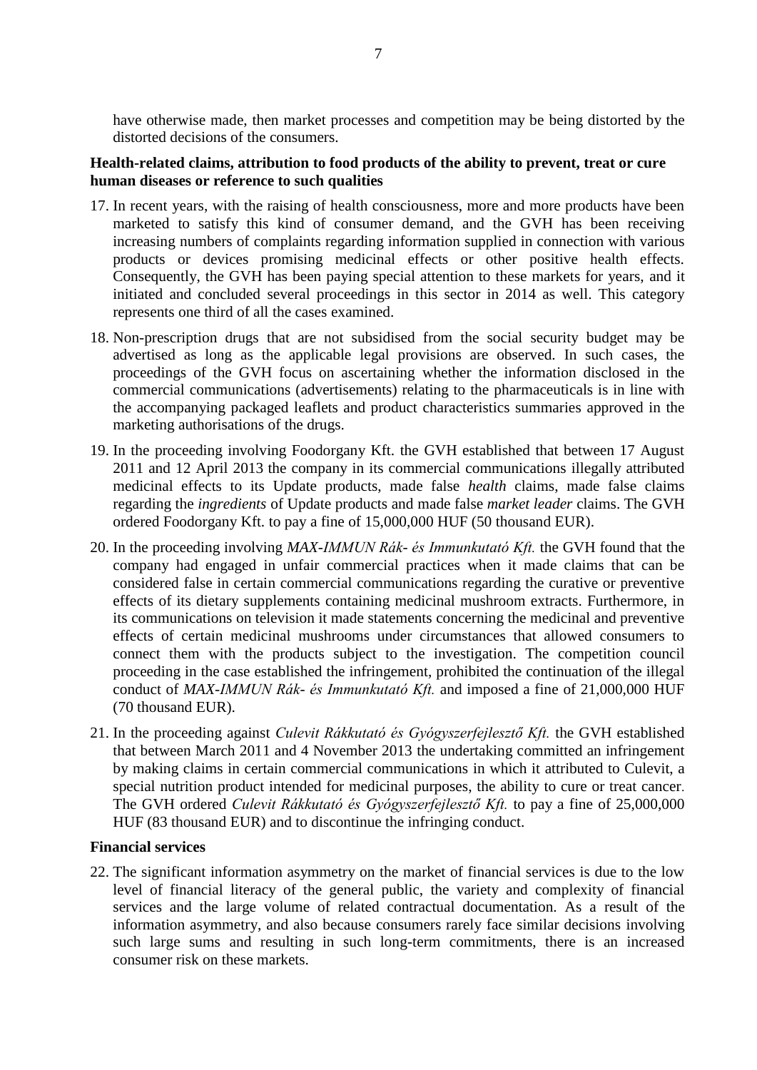have otherwise made, then market processes and competition may be being distorted by the distorted decisions of the consumers.

**Health-related claims, attribution to food products of the ability to prevent, treat or cure human diseases or reference to such qualities**

17. In recent years, with the raising of health consciousness, more and more products have been marketed to satisfy this kind of consumer demand, and the GVH has been receiving increasing numbers of complaints regarding information supplied in connection with various products or devices promising medicinal effects or other positive health effects. Consequently, the GVH has been paying special attention to these markets for years, and it initiated and concluded several proceedings in this sector in 2014 as well. This category represents one third of all the cases examined.

18. Non-prescription drugs that are not subsidised from the social security budget may be advertised as long as the applicable legal provisions are observed. In such cases, the proceedings of the GVH focus on ascertaining whether the information disclosed in the commercial communications (advertisements) relating to the pharmaceuticals is in line with the accompanying packaged leaflets and product characteristics summaries approved in the marketing authorisations of the drugs.

19. In the proceeding involving Foodorgany Kft. the GVH established that between 17 August 2011 and 12 April 2013 the company in its commercial communications illegally attributed medicinal effects to its Update products, made false *health* claims, made false claims regarding the *ingredients* of Update products and made false *market leader* claims. The GVH ordered Foodorgany Kft. to pay a fine of 15,000,000 HUF (50 thousand EUR).

20. In the proceeding involving *MAX-IMMUN Rák- és Immunkutató Kft.* the GVH found that the company had engaged in unfair commercial practices when it made claims that can be considered false in certain commercial communications regarding the curative or preventive effects of its dietary supplements containing medicinal mushroom extracts. Furthermore, in its communications on television it made statements concerning the medicinal and preventive effects of certain medicinal mushrooms under circumstances that allowed consumers to connect them with the products subject to the investigation. The competition council proceeding in the case established the infringement, prohibited the continuation of the illegal conduct of *MAX-IMMUN Rák- és Immunkutató Kft.* and imposed a fine of 21,000,000 HUF (70 thousand EUR).

21. In the proceeding against *Culevit Rákkutató és Gyógyszerfejlesztő Kft.* the GVH established that between March 2011 and 4 November 2013 the undertaking committed an infringement by making claims in certain commercial communications in which it attributed to Culevit, a special nutrition product intended for medicinal purposes, the ability to cure or treat cancer. The GVH ordered *Culevit Rákkutató és Gyógyszerfejlesztő Kft.* to pay a fine of 25,000,000 HUF (83 thousand EUR) and to discontinue the infringing conduct.

**Financial services**

22. The significant information asymmetry on the market of financial services is due to the low level of financial literacy of the general public, the variety and complexity of financial services and the large volume of related contractual documentation. As a result of the information asymmetry, and also because consumers rarely face similar decisions involving such large sums and resulting in such long-term commitments, there is an increased consumer risk on these markets.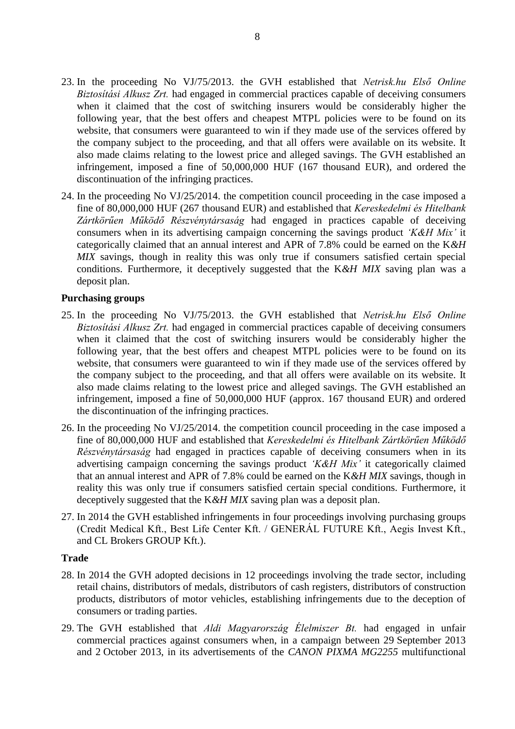23. In the proceeding No VJ/75/2013. the GVH established that *Netrisk.hu Első Online Biztosítási Alkusz Zrt.* had engaged in commercial practices capable of deceiving consumers when it claimed that the cost of switching insurers would be considerably higher the following year, that the best offers and cheapest MTPL policies were to be found on its website, that consumers were guaranteed to win if they made use of the services offered by the company subject to the proceeding, and that all offers were available on its website. It also made claims relating to the lowest price and alleged savings. The GVH established an infringement, imposed a fine of 50,000,000 HUF (167 thousand EUR), and ordered the discontinuation of the infringing practices.

24. In the proceeding No VJ/25/2014. the competition council proceeding in the case imposed a fine of 80,000,000 HUF (267 thousand EUR) and established that *Kereskedelmi és Hitelbank Zártkörűen Működő Részvénytársaság* had engaged in practices capable of deceiving consumers when in its advertising campaign concerning the savings product *'K&H Mix'* it categorically claimed that an annual interest and APR of 7.8% could be earned on the K*&H MIX* savings, though in reality this was only true if consumers satisfied certain special conditions. Furthermore, it deceptively suggested that the K*&H MIX* saving plan was a deposit plan.

**Purchasing groups**

25. In the proceeding No VJ/75/2013. the GVH established that *Netrisk.hu Első Online Biztosítási Alkusz Zrt.* had engaged in commercial practices capable of deceiving consumers when it claimed that the cost of switching insurers would be considerably higher the following year, that the best offers and cheapest MTPL policies were to be found on its website, that consumers were guaranteed to win if they made use of the services offered by the company subject to the proceeding, and that all offers were available on its website. It also made claims relating to the lowest price and alleged savings. The GVH established an infringement, imposed a fine of 50,000,000 HUF (approx. 167 thousand EUR) and ordered the discontinuation of the infringing practices.

26. In the proceeding No VJ/25/2014. the competition council proceeding in the case imposed a fine of 80,000,000 HUF and established that *Kereskedelmi és Hitelbank Zártkörűen Működő Részvénytársaság* had engaged in practices capable of deceiving consumers when in its advertising campaign concerning the savings product *'K&H Mix'* it categorically claimed that an annual interest and APR of 7.8% could be earned on the K*&H MIX* savings, though in reality this was only true if consumers satisfied certain special conditions. Furthermore, it deceptively suggested that the K*&H MIX* saving plan was a deposit plan.

27. In 2014 the GVH established infringements in four proceedings involving purchasing groups (Credit Medical Kft., Best Life Center Kft. / GENERÁL FUTURE Kft., Aegis Invest Kft., and CL Brokers GROUP Kft.).

**Trade**

28. In 2014 the GVH adopted decisions in 12 proceedings involving the trade sector, including retail chains, distributors of medals, distributors of cash registers, distributors of construction products, distributors of motor vehicles, establishing infringements due to the deception of consumers or trading parties.

29. The GVH established that *Aldi Magyarország Élelmiszer Bt.* had engaged in unfair commercial practices against consumers when, in a campaign between 29 September 2013 and 2 October 2013, in its advertisements of the *CANON PIXMA MG2255* multifunctional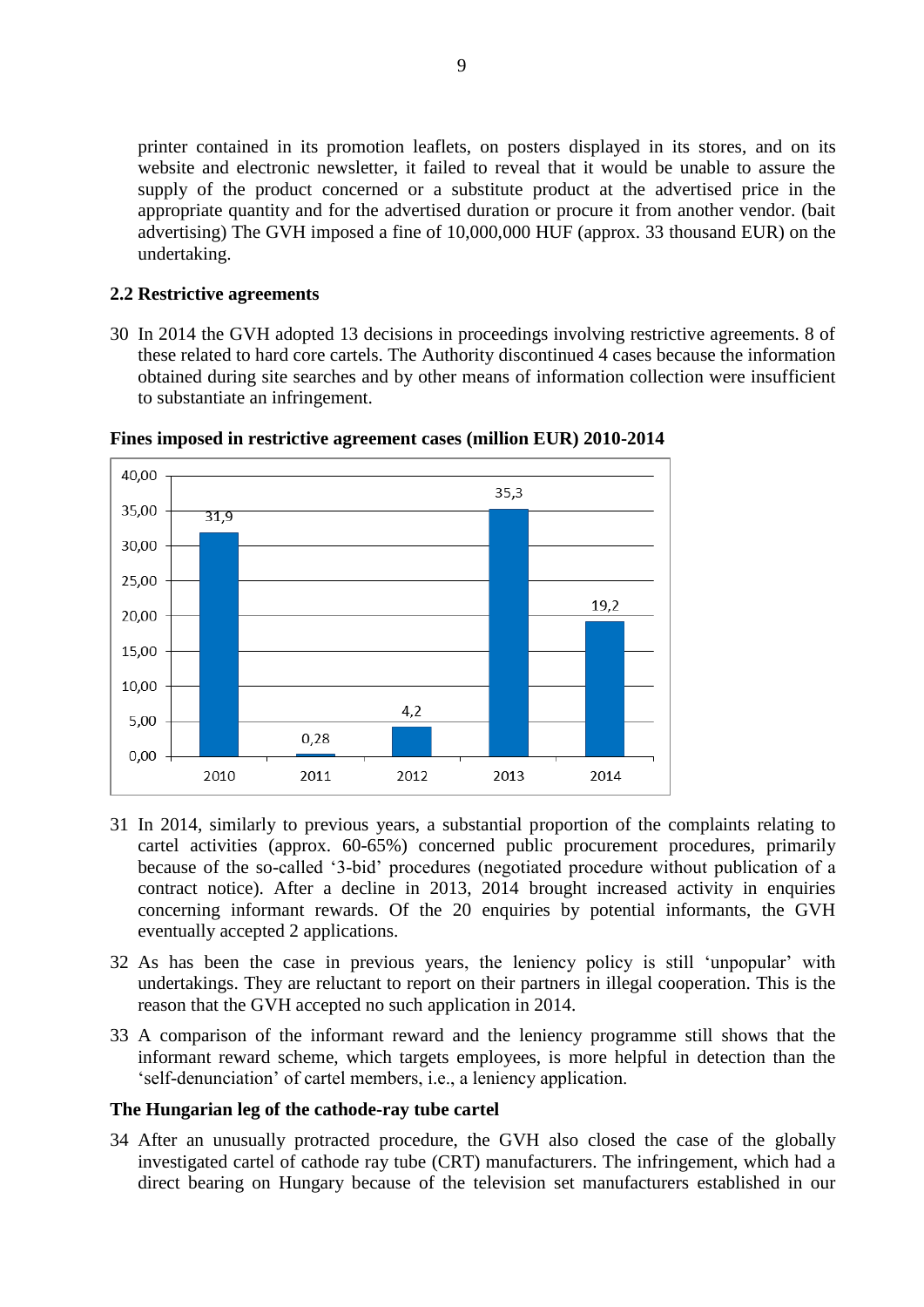printer contained in its promotion leaflets, on posters displayed in its stores, and on its website and electronic newsletter, it failed to reveal that it would be unable to assure the supply of the product concerned or a substitute product at the advertised price in the appropriate quantity and for the advertised duration or procure it from another vendor. (bait advertising) The GVH imposed a fine of 10,000,000 HUF (approx. 33 thousand EUR) on the undertaking.

### 2.2 Restrictive agreements

30 In 2014 the GVH adopted 13 decisions in proceedings involving restrictive agreements. 8 of these related to hard core cartels. The Authority discontinued 4 cases because the information obtained during site searches and by other means of information collection were insufficient to substantiate an infringement.

**Fines imposed in restrictive agreement cases (million EUR) 2010-2014**

| Year | Fines (million EUR) |
|---|---|
| 2010 | 31,9 |
| 2011 | 0,28 |
| 2012 | 4,2 |
| 2013 | 35,3 |
| 2014 | 19,2 |

31 In 2014, similarly to previous years, a substantial proportion of the complaints relating to cartel activities (approx. 60-65%) concerned public procurement procedures, primarily because of the so-called '3-bid' procedures (negotiated procedure without publication of a contract notice). After a decline in 2013, 2014 brought increased activity in enquiries concerning informant rewards. Of the 20 enquiries by potential informants, the GVH eventually accepted 2 applications.

32 As has been the case in previous years, the leniency policy is still 'unpopular' with undertakings. They are reluctant to report on their partners in illegal cooperation. This is the reason that the GVH accepted no such application in 2014.

33 A comparison of the informant reward and the leniency programme still shows that the informant reward scheme, which targets employees, is more helpful in detection than the 'self-denunciation' of cartel members, i.e., a leniency application.

**The Hungarian leg of the cathode-ray tube cartel**

34 After an unusually protracted procedure, the GVH also closed the case of the globally investigated cartel of cathode ray tube (CRT) manufacturers. The infringement, which had a direct bearing on Hungary because of the television set manufacturers established in our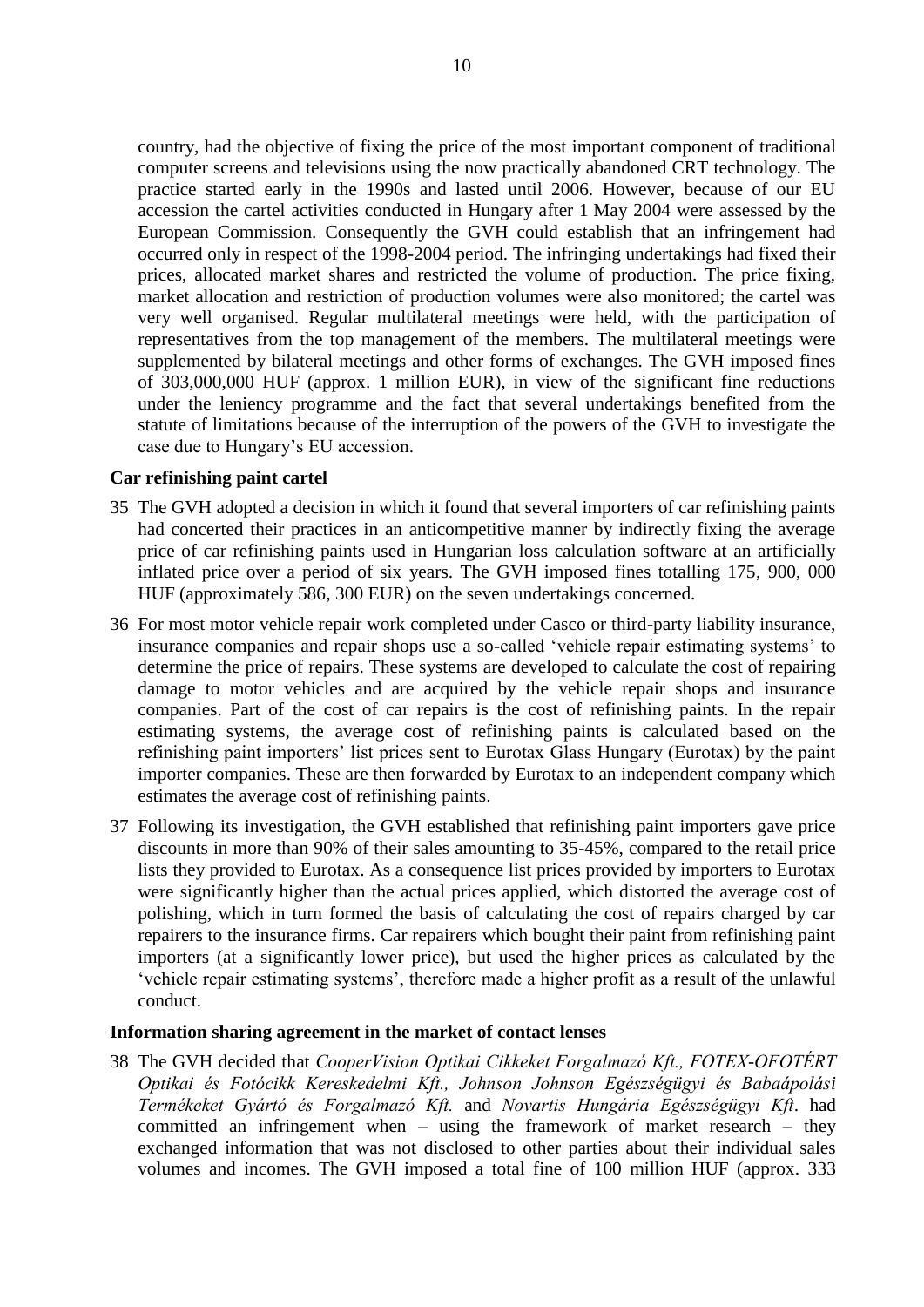country, had the objective of fixing the price of the most important component of traditional computer screens and televisions using the now practically abandoned CRT technology. The practice started early in the 1990s and lasted until 2006. However, because of our EU accession the cartel activities conducted in Hungary after 1 May 2004 were assessed by the European Commission. Consequently the GVH could establish that an infringement had occurred only in respect of the 1998-2004 period. The infringing undertakings had fixed their prices, allocated market shares and restricted the volume of production. The price fixing, market allocation and restriction of production volumes were also monitored; the cartel was very well organised. Regular multilateral meetings were held, with the participation of representatives from the top management of the members. The multilateral meetings were supplemented by bilateral meetings and other forms of exchanges. The GVH imposed fines of 303,000,000 HUF (approx. 1 million EUR), in view of the significant fine reductions under the leniency programme and the fact that several undertakings benefited from the statute of limitations because of the interruption of the powers of the GVH to investigate the case due to Hungary's EU accession.

**Car refinishing paint cartel**

35 The GVH adopted a decision in which it found that several importers of car refinishing paints had concerted their practices in an anticompetitive manner by indirectly fixing the average price of car refinishing paints used in Hungarian loss calculation software at an artificially inflated price over a period of six years. The GVH imposed fines totalling 175, 900, 000 HUF (approximately 586, 300 EUR) on the seven undertakings concerned.

36 For most motor vehicle repair work completed under Casco or third-party liability insurance, insurance companies and repair shops use a so-called 'vehicle repair estimating systems' to determine the price of repairs. These systems are developed to calculate the cost of repairing damage to motor vehicles and are acquired by the vehicle repair shops and insurance companies. Part of the cost of car repairs is the cost of refinishing paints. In the repair estimating systems, the average cost of refinishing paints is calculated based on the refinishing paint importers' list prices sent to Eurotax Glass Hungary (Eurotax) by the paint importer companies. These are then forwarded by Eurotax to an independent company which estimates the average cost of refinishing paints.

37 Following its investigation, the GVH established that refinishing paint importers gave price discounts in more than 90% of their sales amounting to 35-45%, compared to the retail price lists they provided to Eurotax. As a consequence list prices provided by importers to Eurotax were significantly higher than the actual prices applied, which distorted the average cost of polishing, which in turn formed the basis of calculating the cost of repairs charged by car repairers to the insurance firms. Car repairers which bought their paint from refinishing paint importers (at a significantly lower price), but used the higher prices as calculated by the 'vehicle repair estimating systems', therefore made a higher profit as a result of the unlawful conduct.

**Information sharing agreement in the market of contact lenses**

38 The GVH decided that *CooperVision Optikai Cikkeket Forgalmazó Kft., FOTEX-OFOTÉRT Optikai és Fotócikk Kereskedelmi Kft., Johnson Johnson Egészségügyi és Babaápolási Termékeket Gyártó és Forgalmazó Kft.* and *Novartis Hungária Egészségügyi Kft*. had committed an infringement when – using the framework of market research – they exchanged information that was not disclosed to other parties about their individual sales volumes and incomes. The GVH imposed a total fine of 100 million HUF (approx. 333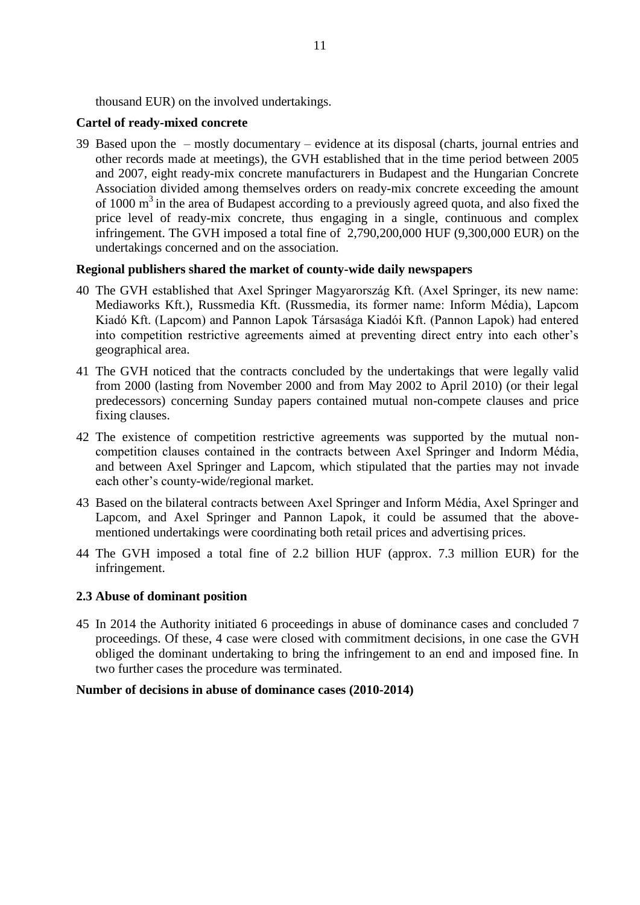thousand EUR) on the involved undertakings.

**Cartel of ready-mixed concrete**

39 Based upon the – mostly documentary – evidence at its disposal (charts, journal entries and other records made at meetings), the GVH established that in the time period between 2005 and 2007, eight ready-mix concrete manufacturers in Budapest and the Hungarian Concrete Association divided among themselves orders on ready-mix concrete exceeding the amount of 1000 $m^3$ in the area of Budapest according to a previously agreed quota, and also fixed the price level of ready-mix concrete, thus engaging in a single, continuous and complex infringement. The GVH imposed a total fine of 2,790,200,000 HUF (9,300,000 EUR) on the undertakings concerned and on the association.

**Regional publishers shared the market of county-wide daily newspapers**

40 The GVH established that Axel Springer Magyarország Kft. (Axel Springer, its new name: Mediaworks Kft.), Russmedia Kft. (Russmedia, its former name: Inform Média), Lapcom Kiadó Kft. (Lapcom) and Pannon Lapok Társasága Kiadói Kft. (Pannon Lapok) had entered into competition restrictive agreements aimed at preventing direct entry into each other's geographical area.

41 The GVH noticed that the contracts concluded by the undertakings that were legally valid from 2000 (lasting from November 2000 and from May 2002 to April 2010) (or their legal predecessors) concerning Sunday papers contained mutual non-compete clauses and price fixing clauses.

42 The existence of competition restrictive agreements was supported by the mutual non-competition clauses contained in the contracts between Axel Springer and Indorm Média, and between Axel Springer and Lapcom, which stipulated that the parties may not invade each other's county-wide/regional market.

43 Based on the bilateral contracts between Axel Springer and Inform Média, Axel Springer and Lapcom, and Axel Springer and Pannon Lapok, it could be assumed that the above-mentioned undertakings were coordinating both retail prices and advertising prices.

44 The GVH imposed a total fine of 2.2 billion HUF (approx. 7.3 million EUR) for the infringement.

### 2.3 Abuse of dominant position

45 In 2014 the Authority initiated 6 proceedings in abuse of dominance cases and concluded 7 proceedings. Of these, 4 case were closed with commitment decisions, in one case the GVH obliged the dominant undertaking to bring the infringement to an end and imposed fine. In two further cases the procedure was terminated.

**Number of decisions in abuse of dominance cases (2010-2014)**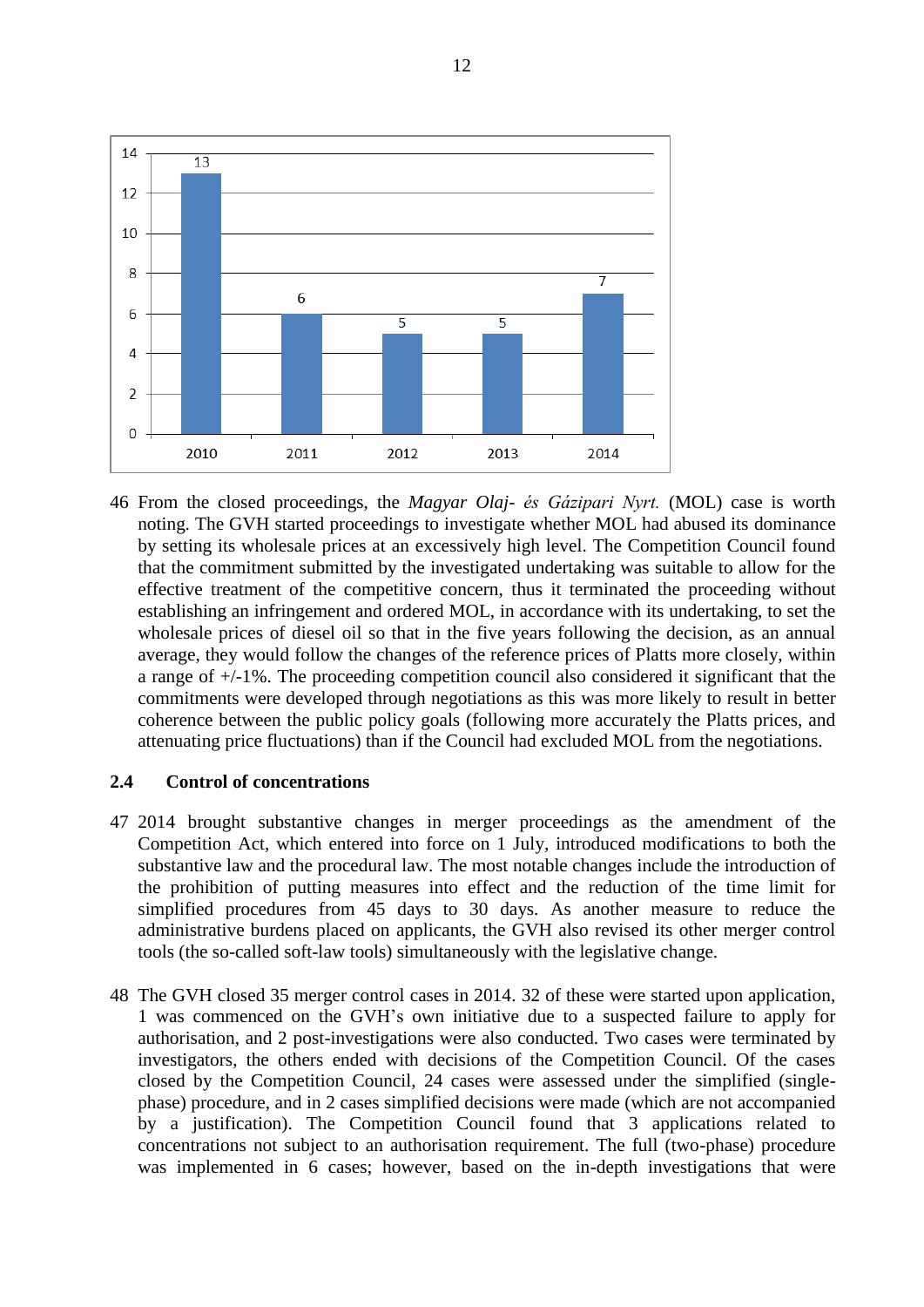| 2010 | 2011 | 2012 | 2013 | 2014 |
|---|---|---|---|---|
| 13 | 6 | 5 | 5 | 7 |

46 From the closed proceedings, the *Magyar Olaj- és Gázipari Nyrt.* (MOL) case is worth noting. The GVH started proceedings to investigate whether MOL had abused its dominance by setting its wholesale prices at an excessively high level. The Competition Council found that the commitment submitted by the investigated undertaking was suitable to allow for the effective treatment of the competitive concern, thus it terminated the proceeding without establishing an infringement and ordered MOL, in accordance with its undertaking, to set the wholesale prices of diesel oil so that in the five years following the decision, as an annual average, they would follow the changes of the reference prices of Platts more closely, within a range of +/-1%. The proceeding competition council also considered it significant that the commitments were developed through negotiations as this was more likely to result in better coherence between the public policy goals (following more accurately the Platts prices, and attenuating price fluctuations) than if the Council had excluded MOL from the negotiations.

## 2.4 Control of concentrations

47 2014 brought substantive changes in merger proceedings as the amendment of the Competition Act, which entered into force on 1 July, introduced modifications to both the substantive law and the procedural law. The most notable changes include the introduction of the prohibition of putting measures into effect and the reduction of the time limit for simplified procedures from 45 days to 30 days. As another measure to reduce the administrative burdens placed on applicants, the GVH also revised its other merger control tools (the so-called soft-law tools) simultaneously with the legislative change.

48 The GVH closed 35 merger control cases in 2014. 32 of these were started upon application, 1 was commenced on the GVH's own initiative due to a suspected failure to apply for authorisation, and 2 post-investigations were also conducted. Two cases were terminated by investigators, the others ended with decisions of the Competition Council. Of the cases closed by the Competition Council, 24 cases were assessed under the simplified (single-phase) procedure, and in 2 cases simplified decisions were made (which are not accompanied by a justification). The Competition Council found that 3 applications related to concentrations not subject to an authorisation requirement. The full (two-phase) procedure was implemented in 6 cases; however, based on the in-depth investigations that were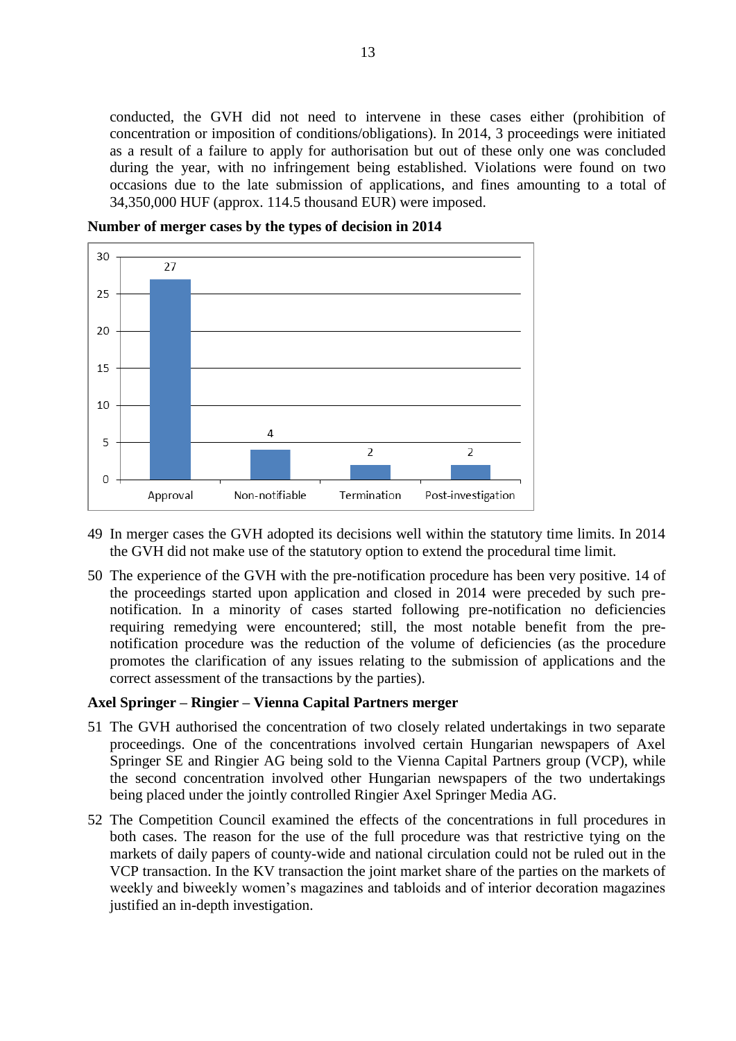conducted, the GVH did not need to intervene in these cases either (prohibition of concentration or imposition of conditions/obligations). In 2014, 3 proceedings were initiated as a result of a failure to apply for authorisation but out of these only one was concluded during the year, with no infringement being established. Violations were found on two occasions due to the late submission of applications, and fines amounting to a total of 34,350,000 HUF (approx. 114.5 thousand EUR) were imposed.

**Number of merger cases by the types of decision in 2014**

| Type of decision | Number of cases |
|---|---|
| Approval | 27 |
| Non-notifiable | 4 |
| Termination | 2 |
| Post-investigation | 2 |

49 In merger cases the GVH adopted its decisions well within the statutory time limits. In 2014 the GVH did not make use of the statutory option to extend the procedural time limit.

50 The experience of the GVH with the pre-notification procedure has been very positive. 14 of the proceedings started upon application and closed in 2014 were preceded by such pre-notification. In a minority of cases started following pre-notification no deficiencies requiring remedying were encountered; still, the most notable benefit from the pre-notification procedure was the reduction of the volume of deficiencies (as the procedure promotes the clarification of any issues relating to the submission of applications and the correct assessment of the transactions by the parties).

**Axel Springer – Ringier – Vienna Capital Partners merger**

51 The GVH authorised the concentration of two closely related undertakings in two separate proceedings. One of the concentrations involved certain Hungarian newspapers of Axel Springer SE and Ringier AG being sold to the Vienna Capital Partners group (VCP), while the second concentration involved other Hungarian newspapers of the two undertakings being placed under the jointly controlled Ringier Axel Springer Media AG.

52 The Competition Council examined the effects of the concentrations in full procedures in both cases. The reason for the use of the full procedure was that restrictive tying on the markets of daily papers of county-wide and national circulation could not be ruled out in the VCP transaction. In the KV transaction the joint market share of the parties on the markets of weekly and biweekly women's magazines and tabloids and of interior decoration magazines justified an in-depth investigation.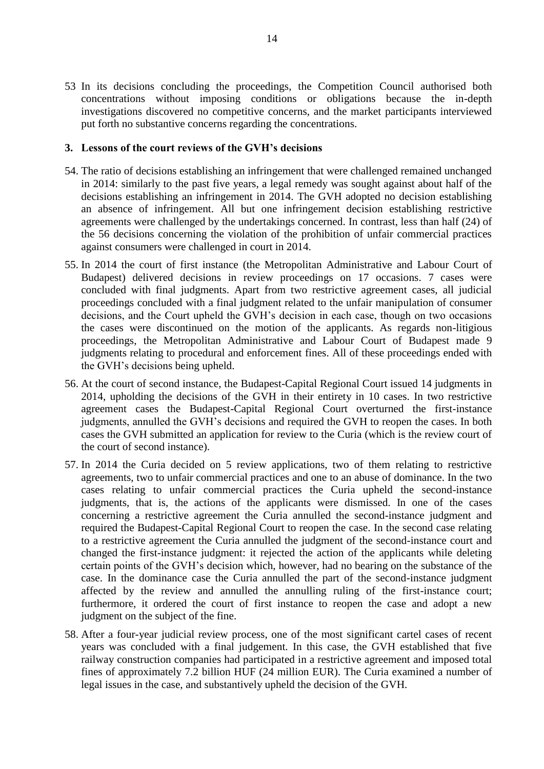53 In its decisions concluding the proceedings, the Competition Council authorised both concentrations without imposing conditions or obligations because the in-depth investigations discovered no competitive concerns, and the market participants interviewed put forth no substantive concerns regarding the concentrations.

**3. Lessons of the court reviews of the GVH's decisions**

54. The ratio of decisions establishing an infringement that were challenged remained unchanged in 2014: similarly to the past five years, a legal remedy was sought against about half of the decisions establishing an infringement in 2014. The GVH adopted no decision establishing an absence of infringement. All but one infringement decision establishing restrictive agreements were challenged by the undertakings concerned. In contrast, less than half (24) of the 56 decisions concerning the violation of the prohibition of unfair commercial practices against consumers were challenged in court in 2014.

55. In 2014 the court of first instance (the Metropolitan Administrative and Labour Court of Budapest) delivered decisions in review proceedings on 17 occasions. 7 cases were concluded with final judgments. Apart from two restrictive agreement cases, all judicial proceedings concluded with a final judgment related to the unfair manipulation of consumer decisions, and the Court upheld the GVH's decision in each case, though on two occasions the cases were discontinued on the motion of the applicants. As regards non-litigious proceedings, the Metropolitan Administrative and Labour Court of Budapest made 9 judgments relating to procedural and enforcement fines. All of these proceedings ended with the GVH's decisions being upheld.

56. At the court of second instance, the Budapest-Capital Regional Court issued 14 judgments in 2014, upholding the decisions of the GVH in their entirety in 10 cases. In two restrictive agreement cases the Budapest-Capital Regional Court overturned the first-instance judgments, annulled the GVH's decisions and required the GVH to reopen the cases. In both cases the GVH submitted an application for review to the Curia (which is the review court of the court of second instance).

57. In 2014 the Curia decided on 5 review applications, two of them relating to restrictive agreements, two to unfair commercial practices and one to an abuse of dominance. In the two cases relating to unfair commercial practices the Curia upheld the second-instance judgments, that is, the actions of the applicants were dismissed. In one of the cases concerning a restrictive agreement the Curia annulled the second-instance judgment and required the Budapest-Capital Regional Court to reopen the case. In the second case relating to a restrictive agreement the Curia annulled the judgment of the second-instance court and changed the first-instance judgment: it rejected the action of the applicants while deleting certain points of the GVH's decision which, however, had no bearing on the substance of the case. In the dominance case the Curia annulled the part of the second-instance judgment affected by the review and annulled the annulling ruling of the first-instance court; furthermore, it ordered the court of first instance to reopen the case and adopt a new judgment on the subject of the fine.

58. After a four-year judicial review process, one of the most significant cartel cases of recent years was concluded with a final judgement. In this case, the GVH established that five railway construction companies had participated in a restrictive agreement and imposed total fines of approximately 7.2 billion HUF (24 million EUR). The Curia examined a number of legal issues in the case, and substantively upheld the decision of the Curia of the GVH.

53 In its decisions concluding the proceedings, the Competition Council authorised both concentrations without imposing conditions or obligations because the in-depth investigations discovered no competitive concerns, and the market participants interviewed put forth no substantive concerns regarding the concentrations.

**3. Lessons of the court reviews of the GVH's decisions**

54. The ratio of decisions establishing an infringement that were challenged remained unchanged in 2014: similarly to the past five years, a legal remedy was sought against about half of the decisions establishing an infringement in 2014. The GVH adopted no decision establishing an absence of infringement. All but one infringement decision establishing restrictive agreements were challenged by the undertakings concerned. In contrast, less than half (24) of the 56 decisions concerning the violation of the prohibition of unfair commercial practices against consumers were challenged in court in 2014.

55. In 2014 the court of first instance (the Metropolitan Administrative and Labour Court of Budapest) delivered decisions in review proceedings on 17 occasions. 7 cases were concluded with final judgments. Apart from two restrictive agreement cases, all judicial proceedings concluded with a final judgment related to the unfair manipulation of consumer decisions, and the Court upheld the GVH's decision in each case, though on two occasions the cases were discontinued on the motion of the applicants. As regards non-litigious proceedings, the Metropolitan Administrative and Labour Court of Budapest made 9 judgments relating to procedural and enforcement fines. All of these proceedings ended with the GVH's decisions being upheld.

56. At the court of second instance, the Budapest-Capital Regional Court issued 14 judgments in 2014, upholding the decisions of the GVH in their entirety in 10 cases. In two restrictive agreement cases the Budapest-Capital Regional Court overturned the first-instance judgments, annulled the GVH's decisions and required the GVH to reopen the cases. In both cases the GVH submitted an application for review to the Curia (which is the review court of the court of second instance).

57. In 2014 the Curia decided on 5 review applications, two of them relating to restrictive agreements, two to unfair commercial practices and one to an abuse of dominance. In the two cases relating to unfair commercial practices the Curia upheld the second-instance judgments, that is, the actions of the applicants were dismissed. In one of the cases concerning a restrictive agreement the Curia annulled the second-instance judgment and required the Budapest-Capital Regional Court to reopen the case. In the second case relating to a restrictive agreement the Curia annulled the judgment of the second-instance court and changed the first-instance judgment: it rejected the action of the applicants while deleting certain points of the GVH's decision which, however, had no bearing on the substance of the case. In the dominance case the Curia annulled the part of the second-instance judgment affected by the review and annulled the annulling ruling of the first-instance court; furthermore, it ordered the court of first instance to reopen the case and adopt a new judgment on the subject of the fine.

58. After a four-year judicial review process, one of the most significant cartel cases of recent years was concluded with a final judgement. In this case, the GVH established that five railway construction companies had participated in a restrictive agreement and imposed total fines of approximately 7.2 billion HUF (24 million EUR). The Curia examined a number of legal issues in the case, and substantively upheld the decision of the GVH.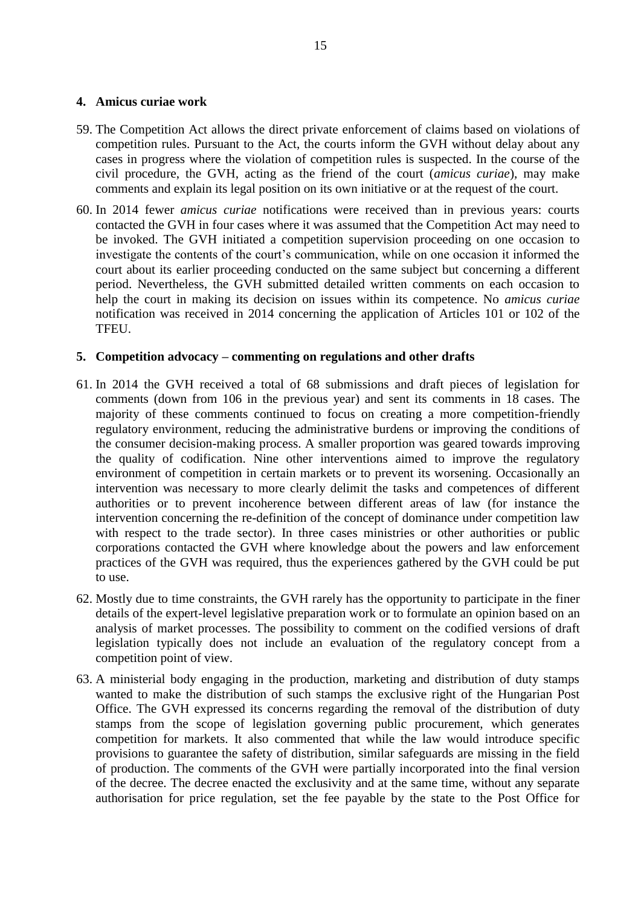## 4. Amicus curiae work

59. The Competition Act allows the direct private enforcement of claims based on violations of competition rules. Pursuant to the Act, the courts inform the GVH without delay about any cases in progress where the violation of competition rules is suspected. In the course of the civil procedure, the GVH, acting as the friend of the court (*amicus curiae*), may make comments and explain its legal position on its own initiative or at the request of the court.

60. In 2014 fewer *amicus curiae* notifications were received than in previous years: courts contacted the GVH in four cases where it was assumed that the Competition Act may need to be invoked. The GVH initiated a competition supervision proceeding on one occasion to investigate the contents of the court's communication, while on one occasion it informed the court about its earlier proceeding conducted on the same subject but concerning a different period. Nevertheless, the GVH submitted detailed written comments on each occasion to help the court in making its decision on issues within its competence. No *amicus curiae* notification was received in 2014 concerning the application of Articles 101 or 102 of the TFEU.

## 5. Competition advocacy – commenting on regulations and other drafts

61. In 2014 the GVH received a total of 68 submissions and draft pieces of legislation for comments (down from 106 in the previous year) and sent its comments in 18 cases. The majority of these comments continued to focus on creating a more competition-friendly regulatory environment, reducing the administrative burdens or improving the conditions of the consumer decision-making process. A smaller proportion was geared towards improving the quality of codification. Nine other interventions aimed to improve the regulatory environment of competition in certain markets or to prevent its worsening. Occasionally an intervention was necessary to more clearly delimit the tasks and competences of different authorities or to prevent incoherence between different areas of law (for instance the intervention concerning the re-definition of the concept of dominance under competition law with respect to the trade sector). In three cases ministries or other authorities or public corporations contacted the GVH where knowledge about the powers and law enforcement practices of the GVH was required, thus the experiences gathered by the GVH could be put to use.

62. Mostly due to time constraints, the GVH rarely has the opportunity to participate in the finer details of the expert-level legislative preparation work or to formulate an opinion based on an analysis of market processes. The possibility to comment on the codified versions of draft legislation typically does not include an evaluation of the regulatory concept from a competition point of view.

63. A ministerial body engaging in the production, marketing and distribution of duty stamps wanted to make the distribution of such stamps the exclusive right of the Hungarian Post Office. The GVH expressed its concerns regarding the removal of the distribution of duty stamps from the scope of legislation governing public procurement, which generates competition for markets. It also commented that while the law would introduce specific provisions to guarantee the safety of distribution, similar safeguards are missing in the field of production. The comments of the GVH were partially incorporated into the final version of the decree. The decree enacted the exclusivity and at the same time, without any separate authorisation for price regulation, set the fee payable by the state to the Post Office for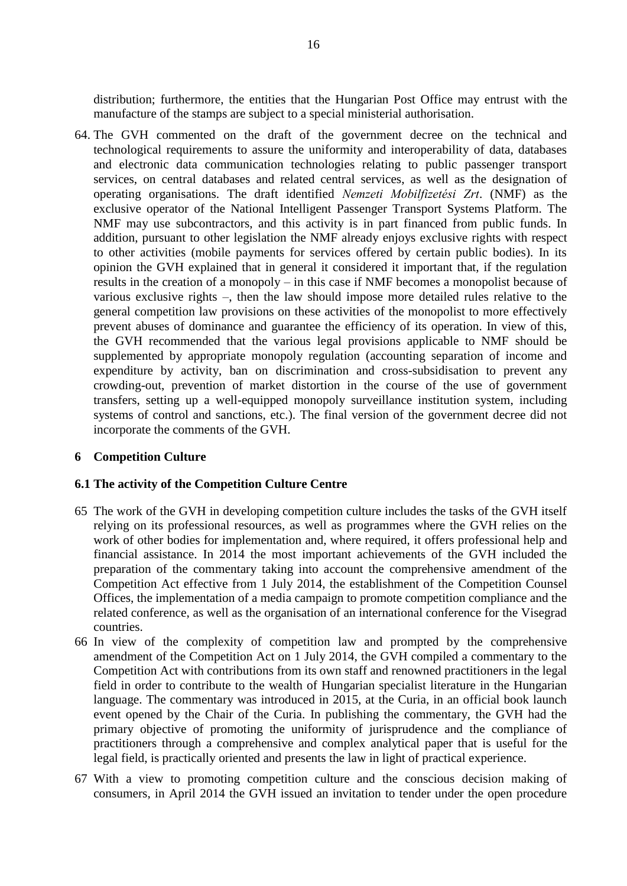distribution; furthermore, the entities that the Hungarian Post Office may entrust with the manufacture of the stamps are subject to a special ministerial authorisation.

64. The GVH commented on the draft of the government decree on the technical and technological requirements to assure the uniformity and interoperability of data, databases and electronic data communication technologies relating to public passenger transport services, on central databases and related central services, as well as the designation of operating organisations. The draft identified *Nemzeti Mobilfizetési Zrt*. (NMF) as the exclusive operator of the National Intelligent Passenger Transport Systems Platform. The NMF may use subcontractors, and this activity is in part financed from public funds. In addition, pursuant to other legislation the NMF already enjoys exclusive rights with respect to other activities (mobile payments for services offered by certain public bodies). In its opinion the GVH explained that in general it considered it important that, if the regulation results in the creation of a monopoly – in this case if NMF becomes a monopolist because of various exclusive rights –, then the law should impose more detailed rules relative to the general competition law provisions on these activities of the monopolist to more effectively prevent abuses of dominance and guarantee the efficiency of its operation. In view of this, the GVH recommended that the various legal provisions applicable to NMF should be supplemented by appropriate monopoly regulation (accounting separation of income and expenditure by activity, ban on discrimination and cross-subsidisation to prevent any crowding-out, prevention of market distortion in the course of the use of government transfers, setting up a well-equipped monopoly surveillance institution system, including systems of control and sanctions, etc.). The final version of the government decree did not incorporate the comments of the GVH.

## 6 Competition Culture

### 6.1 The activity of the Competition Culture Centre

65 The work of the GVH in developing competition culture includes the tasks of the GVH itself relying on its professional resources, as well as programmes where the GVH relies on the work of other bodies for implementation and, where required, it offers professional help and financial assistance. In 2014 the most important achievements of the GVH included the preparation of the commentary taking into account the comprehensive amendment of the Competition Act effective from 1 July 2014, the establishment of the Competition Counsel Offices, the implementation of a media campaign to promote competition compliance and the related conference, as well as the organisation of an international conference for the Visegrad countries.

66 In view of the complexity of competition law and prompted by the comprehensive amendment of the Competition Act on 1 July 2014, the GVH compiled a commentary to the Competition Act with contributions from its own staff and renowned practitioners in the legal field in order to contribute to the wealth of Hungarian specialist literature in the Hungarian language. The commentary was introduced in 2015, at the Curia, in an official book launch event opened by the Chair of the Curia. In publishing the commentary, the GVH had the primary objective of promoting the uniformity of jurisprudence and the compliance of practitioners through a comprehensive and complex analytical paper that is useful for the legal field, is practically oriented and presents the law in light of practical experience.

67 With a view to promoting competition culture and the conscious decision making of consumers, in April 2014 the GVH issued an invitation to tender under the open procedure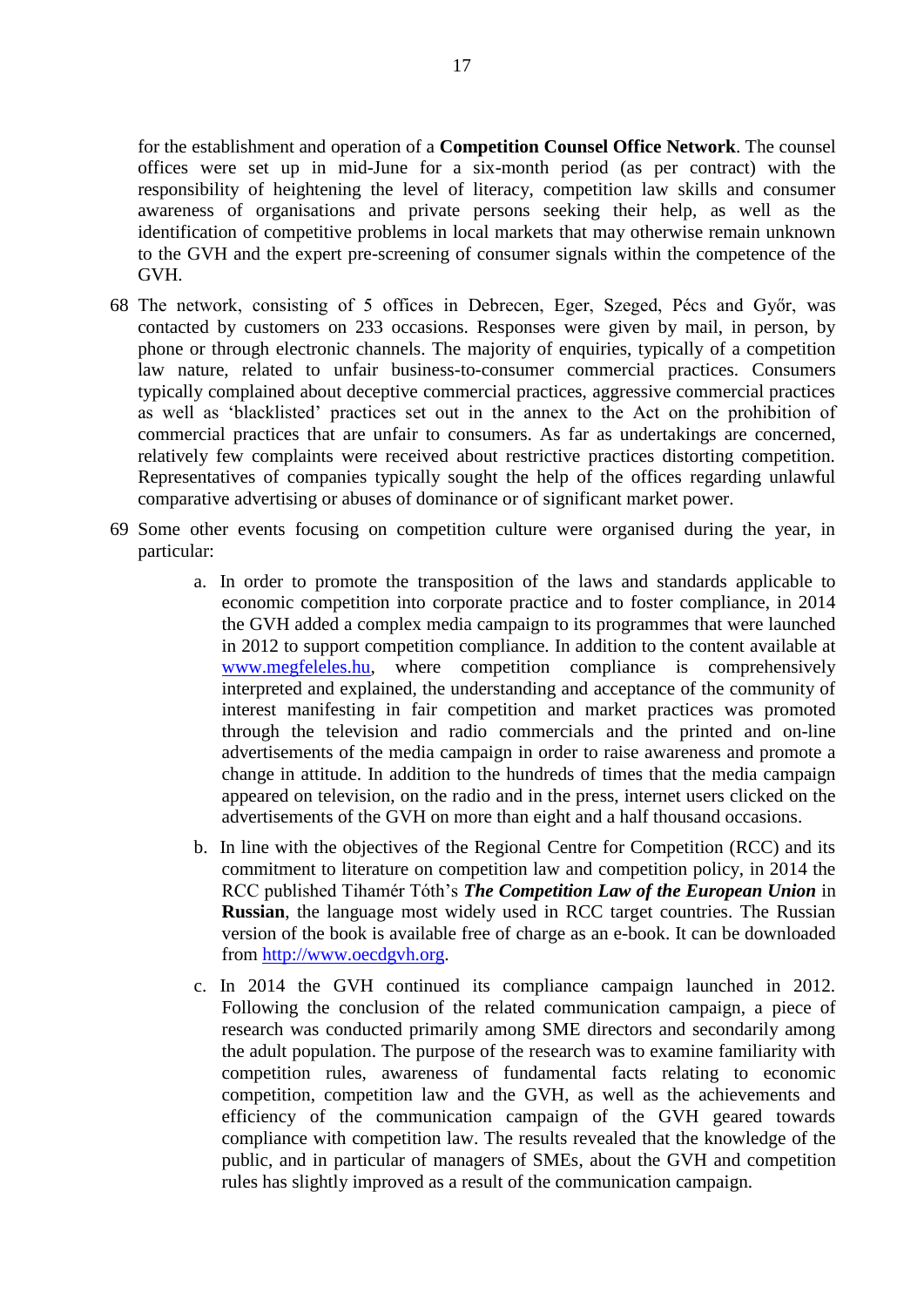for the establishment and operation of a **Competition Counsel Office Network**. The counsel offices were set up in mid-June for a six-month period (as per contract) with the responsibility of heightening the level of literacy, competition law skills and consumer awareness of organisations and private persons seeking their help, as well as the identification of competitive problems in local markets that may otherwise remain unknown to the GVH and the expert pre-screening of consumer signals within the competence of the GVH.

68 The network, consisting of 5 offices in Debrecen, Eger, Szeged, Pécs and Győr, was contacted by customers on 233 occasions. Responses were given by mail, in person, by phone or through electronic channels. The majority of enquiries, typically of a competition law nature, related to unfair business-to-consumer commercial practices. Consumers typically complained about deceptive commercial practices, aggressive commercial practices as well as 'blacklisted' practices set out in the annex to the Act on the prohibition of commercial practices that are unfair to consumers. As far as undertakings are concerned, relatively few complaints were received about restrictive practices distorting competition. Representatives of companies typically sought the help of the offices regarding unlawful comparative advertising or abuses of dominance or of significant market power.

69 Some other events focusing on competition culture were organised during the year, in particular:

a. In order to promote the transposition of the laws and standards applicable to economic competition into corporate practice and to foster compliance, in 2014 the GVH added a complex media campaign to its programmes that were launched in 2012 to support competition compliance. In addition to the content available at www.megfeleles.hu, where competition compliance is comprehensively interpreted and explained, the understanding and acceptance of the community of interest manifesting in fair competition and market practices was promoted through the television and radio commercials and the printed and on-line advertisements of the media campaign in order to raise awareness and promote a change in attitude. In addition to the hundreds of times that the media campaign appeared on television, on the radio and in the press, internet users clicked on the advertisements of the GVH on more than eight and a half thousand occasions.

b. In line with the objectives of the Regional Centre for Competition (RCC) and its commitment to literature on competition law and competition policy, in 2014 the RCC published Tihamér Tóth's ***The Competition Law of the European Union*** in **Russian**, the language most widely used in RCC target countries. The Russian version of the book is available free of charge as an e-book. It can be downloaded from http://www.oecdgvh.org.

c. In 2014 the GVH continued its compliance campaign launched in 2012. Following the conclusion of the related communication campaign, a piece of research was conducted primarily among SME directors and secondarily among the adult population. The purpose of the research was to examine familiarity with competition rules, awareness of fundamental facts relating to economic competition, competition law and the GVH, as well as the achievements and efficiency of the communication campaign of the GVH geared towards compliance with competition law. The results revealed that the knowledge of the public, and in particular of managers of SMEs, about the GVH and competition rules has slightly improved as a result of the communication campaign.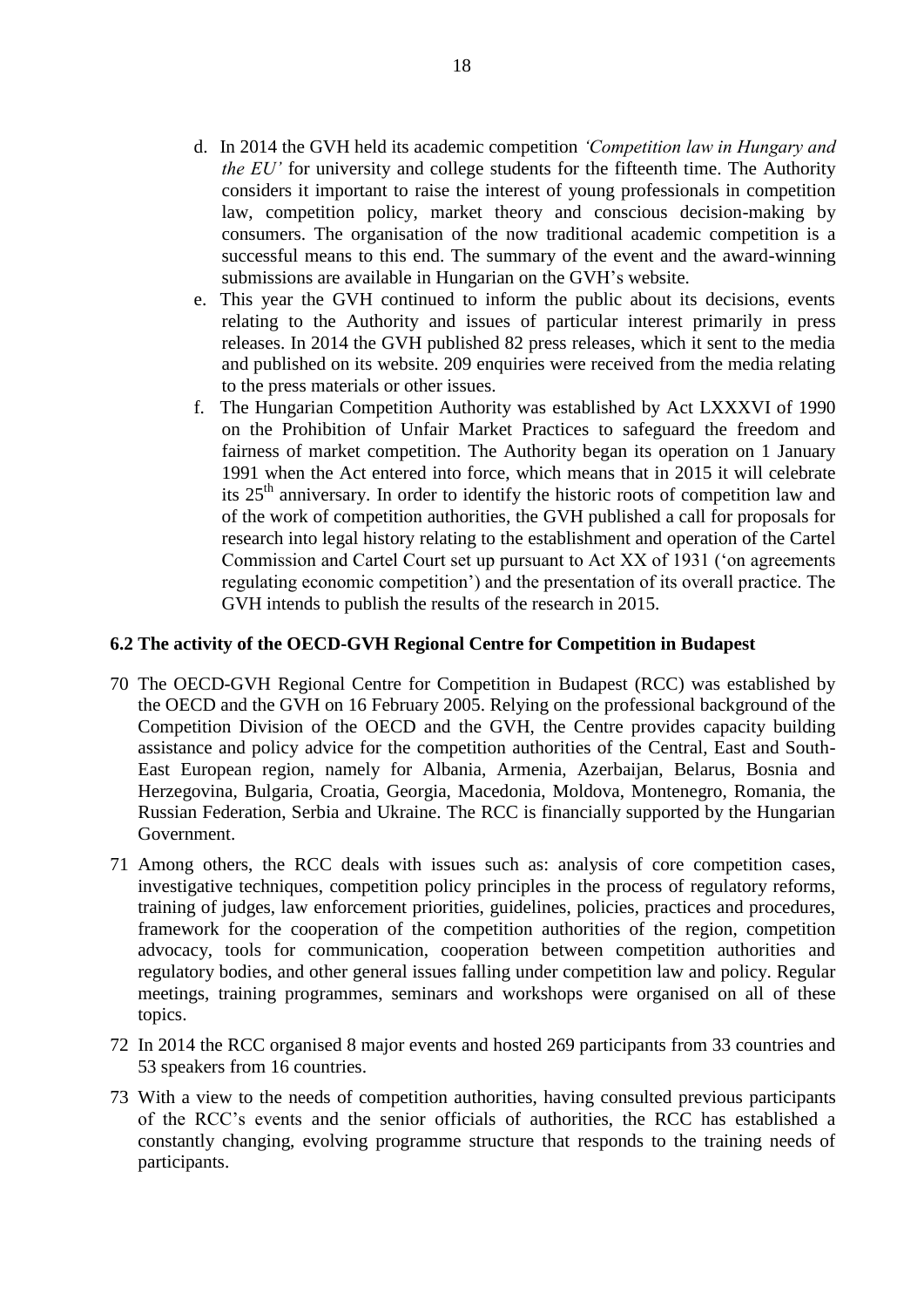d. In 2014 the GVH held its academic competition *'Competition law in Hungary and the EU'* for university and college students for the fifteenth time. The Authority considers it important to raise the interest of young professionals in competition law, competition policy, market theory and conscious decision-making by consumers. The organisation of the now traditional academic competition is a successful means to this end. The summary of the event and the award-winning submissions are available in Hungarian on the GVH's website.

e. This year the GVH continued to inform the public about its decisions, events relating to the Authority and issues of particular interest primarily in press releases. In 2014 the GVH published 82 press releases, which it sent to the media and published on its website. 209 enquiries were received from the media relating to the press materials or other issues.

f. The Hungarian Competition Authority was established by Act LXXXVI of 1990 on the Prohibition of Unfair Market Practices to safeguard the freedom and fairness of market competition. The Authority began its operation on 1 January 1991 when the Act entered into force, which means that in 2015 it will celebrate its 25th anniversary. In order to identify the historic roots of competition law and of the work of competition authorities, the GVH published a call for proposals for research into legal history relating to the establishment and operation of the Cartel Commission and Cartel Court set up pursuant to Act XX of 1931 ('on agreements regulating economic competition') and the presentation of its overall practice. The GVH intends to publish the results of the research in 2015.

## 6.2 The activity of the OECD-GVH Regional Centre for Competition in Budapest

70 The OECD-GVH Regional Centre for Competition in Budapest (RCC) was established by the OECD and the GVH on 16 February 2005. Relying on the professional background of the Competition Division of the OECD and the GVH, the Centre provides capacity building assistance and policy advice for the competition authorities of the Central, East and South-East European region, namely for Albania, Armenia, Azerbaijan, Belarus, Bosnia and Herzegovina, Bulgaria, Croatia, Georgia, Macedonia, Moldova, Montenegro, Romania, the Russian Federation, Serbia and Ukraine. The RCC is financially supported by the Hungarian Government.

71 Among others, the RCC deals with issues such as: analysis of core competition cases, investigative techniques, competition policy principles in the process of regulatory reforms, training of judges, law enforcement priorities, guidelines, policies, practices and procedures, framework for the cooperation of the competition authorities of the region, competition advocacy, tools for communication, cooperation between competition authorities and regulatory bodies, and other general issues falling under competition law and policy. Regular meetings, training programmes, seminars and workshops were organised on all of these topics.

72 In 2014 the RCC organised 8 major events and hosted 269 participants from 33 countries and 53 speakers from 16 countries.

73 With a view to the needs of competition authorities, having consulted previous participants of the RCC's events and the senior officials of authorities, the RCC has established a constantly changing, evolving programme structure that responds to the training needs of participants.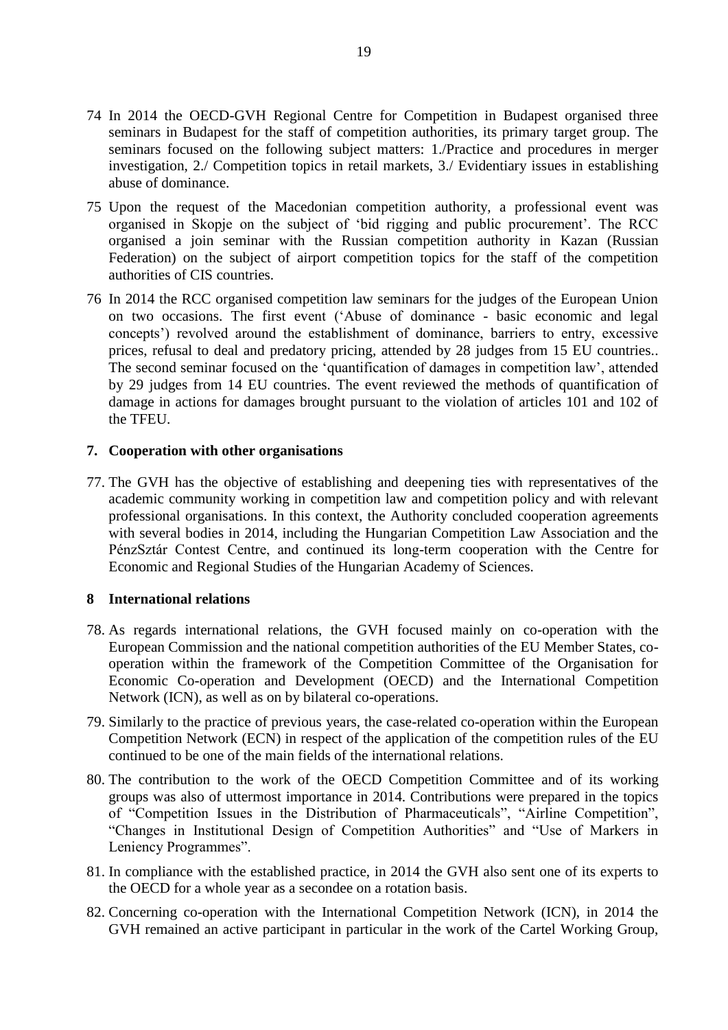74 In 2014 the OECD-GVH Regional Centre for Competition in Budapest organised three seminars in Budapest for the staff of competition authorities, its primary target group. The seminars focused on the following subject matters: 1./Practice and procedures in merger investigation, 2./ Competition topics in retail markets, 3./ Evidentiary issues in establishing abuse of dominance.

75 Upon the request of the Macedonian competition authority, a professional event was organised in Skopje on the subject of 'bid rigging and public procurement'. The RCC organised a join seminar with the Russian competition authority in Kazan (Russian Federation) on the subject of airport competition topics for the staff of the competition authorities of CIS countries.

76 In 2014 the RCC organised competition law seminars for the judges of the European Union on two occasions. The first event ('Abuse of dominance - basic economic and legal concepts') revolved around the establishment of dominance, barriers to entry, excessive prices, refusal to deal and predatory pricing, attended by 28 judges from 15 EU countries.. The second seminar focused on the 'quantification of damages in competition law', attended by 29 judges from 14 EU countries. The event reviewed the methods of quantification of damage in actions for damages brought pursuant to the violation of articles 101 and 102 of the TFEU.

## 7. Cooperation with other organisations

77. The GVH has the objective of establishing and deepening ties with representatives of the academic community working in competition law and competition policy and with relevant professional organisations. In this context, the Authority concluded cooperation agreements with several bodies in 2014, including the Hungarian Competition Law Association and the PénzSztár Contest Centre, and continued its long-term cooperation with the Centre for Economic and Regional Studies of the Hungarian Academy of Sciences.

## 8 International relations

78. As regards international relations, the GVH focused mainly on co-operation with the European Commission and the national competition authorities of the EU Member States, co-operation within the framework of the Competition Committee of the Organisation for Economic Co-operation and Development (OECD) and the International Competition Network (ICN), as well as on by bilateral co-operations.

79. Similarly to the practice of previous years, the case-related co-operation within the European Competition Network (ECN) in respect of the application of the competition rules of the EU continued to be one of the main fields of the international relations.

80. The contribution to the work of the OECD Competition Committee and of its working groups was also of uttermost importance in 2014. Contributions were prepared in the topics of "Competition Issues in the Distribution of Pharmaceuticals", "Airline Competition", "Changes in Institutional Design of Competition Authorities" and "Use of Markers in Leniency Programmes".

81. In compliance with the established practice, in 2014 the GVH also sent one of its experts to the OECD for a whole year as a secondee on a rotation basis.

82. Concerning co-operation with the International Competition Network (ICN), in 2014 the GVH remained an active participant in particular in the work of the Cartel Working Group,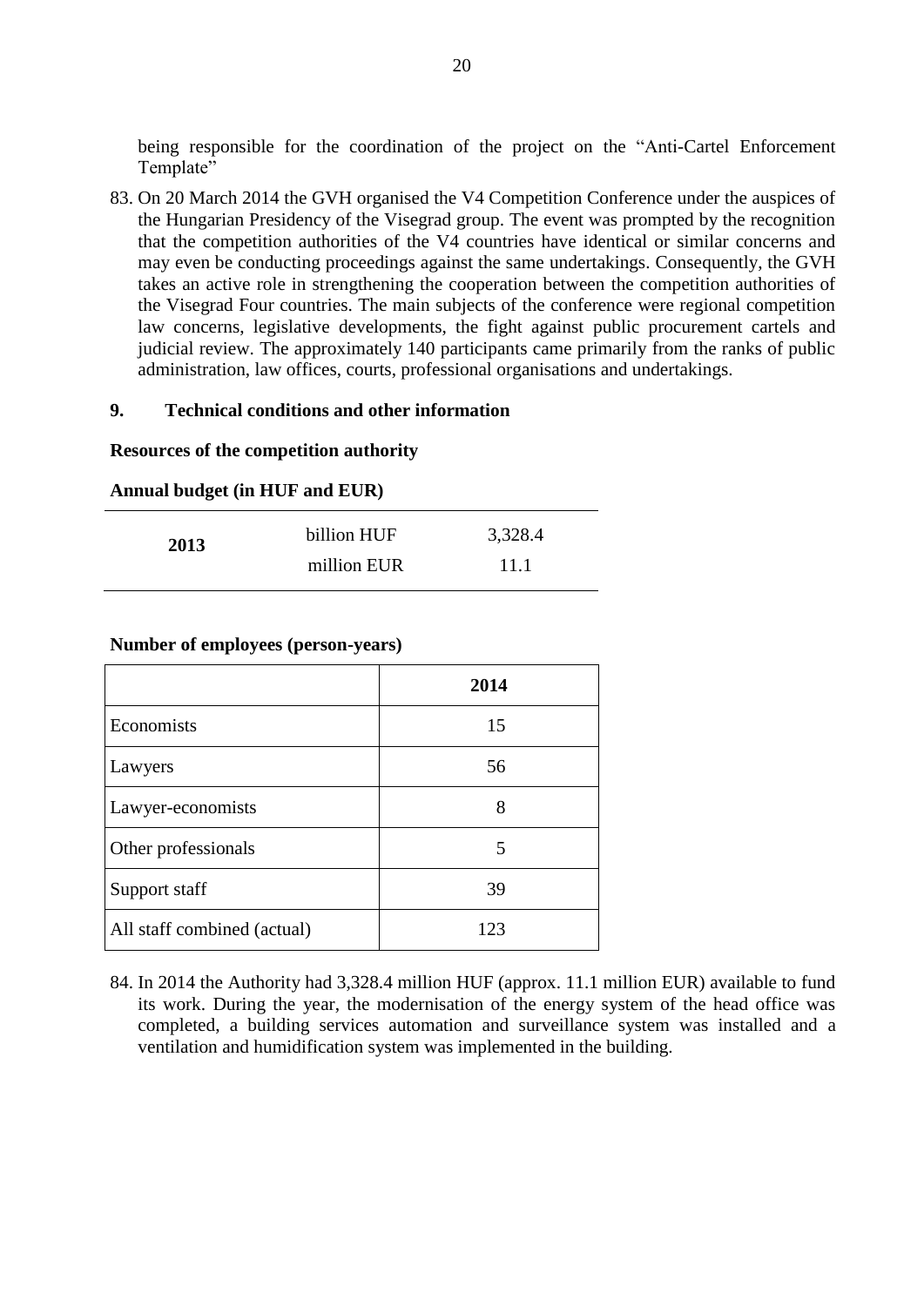being responsible for the coordination of the project on the "Anti-Cartel Enforcement Template"

83. On 20 March 2014 the GVH organised the V4 Competition Conference under the auspices of the Hungarian Presidency of the Visegrad group. The event was prompted by the recognition that the competition authorities of the V4 countries have identical or similar concerns and may even be conducting proceedings against the same undertakings. Consequently, the GVH takes an active role in strengthening the cooperation between the competition authorities of the Visegrad Four countries. The main subjects of the conference were regional competition law concerns, legislative developments, the fight against public procurement cartels and judicial review. The approximately 140 participants came primarily from the ranks of public administration, law offices, courts, professional organisations and undertakings.

## 9. Technical conditions and other information

**Resources of the competition authority**

**Annual budget (in HUF and EUR)**

| | | |
|---|---|---|
| **2013** | billion HUF | 3,328.4 |
| | million EUR | 11.1 |

**Number of employees (person-years)**

| | 2014 |
|---|---|
| Economists | 15 |
| Lawyers | 56 |
| Lawyer-economists | 8 |
| Other professionals | 5 |
| Support staff | 39 |
| All staff combined (actual) | 123 |

84. In 2014 the Authority had 3,328.4 million HUF (approx. 11.1 million EUR) available to fund its work. During the year, the modernisation of the energy system of the head office was completed, a building services automation and surveillance system was installed and a ventilation and humidification system was implemented in the building.